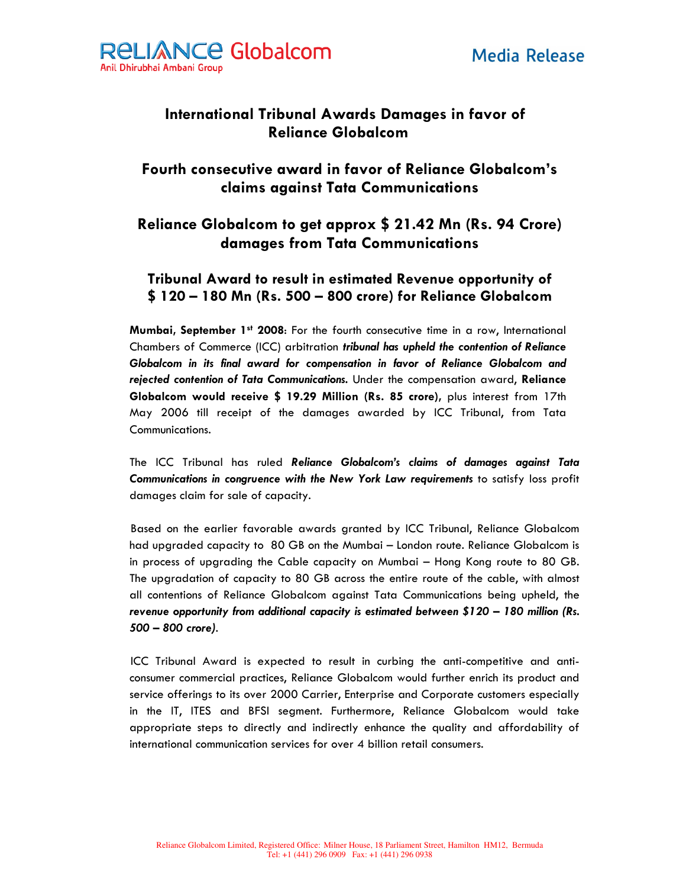Reliance Globalcom
Anil Dhirubhai Ambani Group

Media Release

# International Tribunal Awards Damages in favor of Reliance Globalcom

## Fourth consecutive award in favor of Reliance Globalcom's claims against Tata Communications

## Reliance Globalcom to get approx $ 21.42 Mn (Rs. 94 Crore) damages from Tata Communications

## Tribunal Award to result in estimated Revenue opportunity of $ 120 – 180 Mn (Rs. 500 – 800 crore) for Reliance Globalcom

**Mumbai, September 1st 2008**: For the fourth consecutive time in a row, International Chambers of Commerce (ICC) arbitration ***tribunal has upheld the contention of Reliance Globalcom in its final award for compensation in favor of Reliance Globalcom and rejected contention of Tata Communications.*** Under the compensation award, **Reliance Globalcom would receive $ 19.29 Million (Rs. 85 crore)**, plus interest from 17th May 2006 till receipt of the damages awarded by ICC Tribunal, from Tata Communications.

The ICC Tribunal has ruled ***Reliance Globalcom's claims of damages against Tata Communications in congruence with the New York Law requirements*** to satisfy loss profit damages claim for sale of capacity.

Based on the earlier favorable awards granted by ICC Tribunal, Reliance Globalcom had upgraded capacity to 80 GB on the Mumbai – London route. Reliance Globalcom is in process of upgrading the Cable capacity on Mumbai – Hong Kong route to 80 GB. The upgradation of capacity to 80 GB across the entire route of the cable, with almost all contentions of Reliance Globalcom against Tata Communications being upheld, the ***revenue opportunity from additional capacity is estimated between $120 – 180 million (Rs. 500 – 800 crore)***.

ICC Tribunal Award is expected to result in curbing the anti-competitive and anti-consumer commercial practices, Reliance Globalcom would further enrich its product and service offerings to its over 2000 Carrier, Enterprise and Corporate customers especially in the IT, ITES and BFSI segment. Furthermore, Reliance Globalcom would take appropriate steps to directly and indirectly enhance the quality and affordability of international communication services for over 4 billion retail consumers.

Reliance Globalcom Limited, Registered Office: Milner House, 18 Parliament Street, Hamilton HM12, Bermuda
Tel: +1 (441) 296 0909 Fax: +1 (441) 296 0938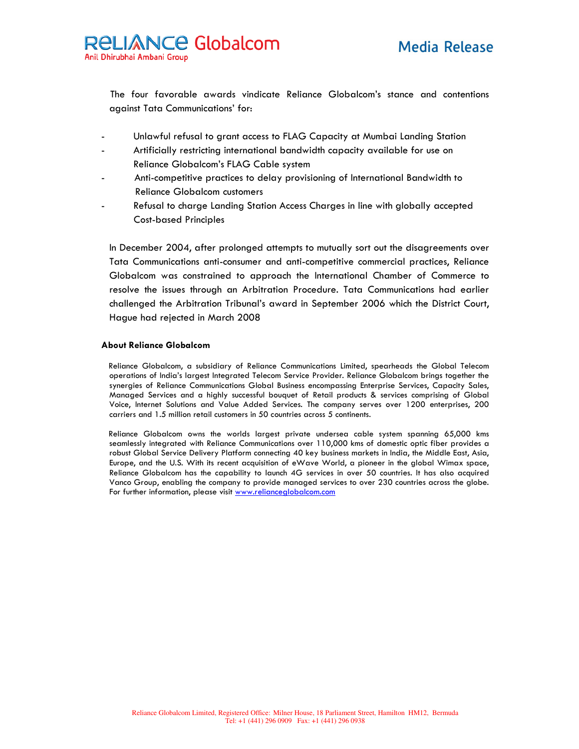The four favorable awards vindicate Reliance Globalcom's stance and contentions against Tata Communications' for:

- Unlawful refusal to grant access to FLAG Capacity at Mumbai Landing Station
- Artificially restricting international bandwidth capacity available for use on Reliance Globalcom's FLAG Cable system
- Anti-competitive practices to delay provisioning of International Bandwidth to Reliance Globalcom customers
- Refusal to charge Landing Station Access Charges in line with globally accepted Cost-based Principles

In December 2004, after prolonged attempts to mutually sort out the disagreements over Tata Communications anti-consumer and anti-competitive commercial practices, Reliance Globalcom was constrained to approach the International Chamber of Commerce to resolve the issues through an Arbitration Procedure. Tata Communications had earlier challenged the Arbitration Tribunal's award in September 2006 which the District Court, Hague had rejected in March 2008

**About Reliance Globalcom**

Reliance Globalcom, a subsidiary of Reliance Communications Limited, spearheads the Global Telecom operations of India's largest Integrated Telecom Service Provider. Reliance Globalcom brings together the synergies of Reliance Communications Global Business encompassing Enterprise Services, Capacity Sales, Managed Services and a highly successful bouquet of Retail products & services comprising of Global Voice, Internet Solutions and Value Added Services. The company serves over 1200 enterprises, 200 carriers and 1.5 million retail customers in 50 countries across 5 continents.

Reliance Globalcom owns the worlds largest private undersea cable system spanning 65,000 kms seamlessly integrated with Reliance Communications over 110,000 kms of domestic optic fiber provides a robust Global Service Delivery Platform connecting 40 key business markets in India, the Middle East, Asia, Europe, and the U.S. With its recent acquisition of eWave World, a pioneer in the global Wimax space, Reliance Globalcom has the capability to launch 4G services in over 50 countries. It has also acquired Vanco Group, enabling the company to provide managed services to over 230 countries across the globe. For further information, please visit www.relianceglobalcom.com

Reliance Globalcom Limited, Registered Office: Milner House, 18 Parliament Street, Hamilton HM12, Bermuda
Tel: +1 (441) 296 0909 Fax: +1 (441) 296 0938